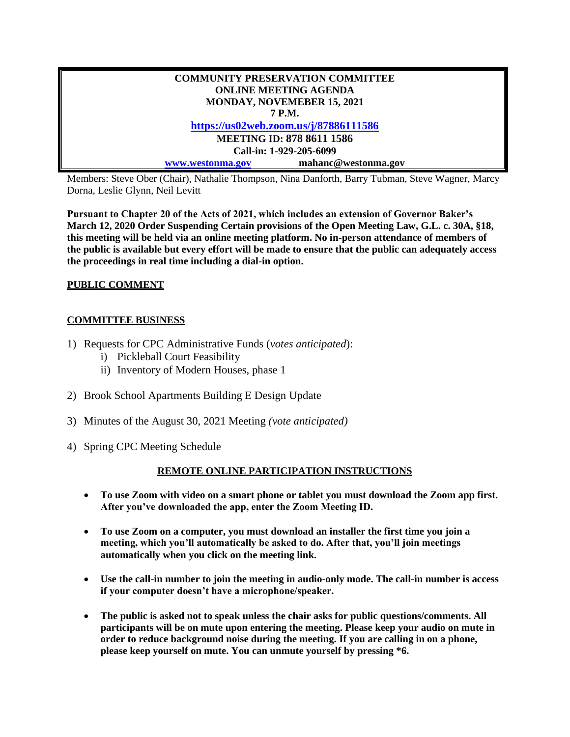**COMMUNITY PRESERVATION COMMITTEE**
**ONLINE MEETING AGENDA**
**MONDAY, NOVEMEBER 15, 2021**
**7 P.M.**
**[https://us02web.zoom.us/j/87886111586](https://us02web.zoom.us/j/87886111586)**
**MEETING ID: 878 8611 1586**
**Call-in: 1-929-205-6099**
**[www.westonma.gov](http://www.westonma.gov)** **mahanc@westonma.gov**

Members: Steve Ober (Chair), Nathalie Thompson, Nina Danforth, Barry Tubman, Steve Wagner, Marcy Dorna, Leslie Glynn, Neil Levitt

**Pursuant to Chapter 20 of the Acts of 2021, which includes an extension of Governor Baker's March 12, 2020 Order Suspending Certain provisions of the Open Meeting Law, G.L. c. 30A, §18, this meeting will be held via an online meeting platform. No in-person attendance of members of the public is available but every effort will be made to ensure that the public can adequately access the proceedings in real time including a dial-in option.**

**PUBLIC COMMENT**

**COMMITTEE BUSINESS**

1) Requests for CPC Administrative Funds (*votes anticipated*):
   i) Pickleball Court Feasibility
   ii) Inventory of Modern Houses, phase 1

2) Brook School Apartments Building E Design Update

3) Minutes of the August 30, 2021 Meeting *(vote anticipated)*

4) Spring CPC Meeting Schedule

**REMOTE ONLINE PARTICIPATION INSTRUCTIONS**

- **To use Zoom with video on a smart phone or tablet you must download the Zoom app first. After you've downloaded the app, enter the Zoom Meeting ID.**
- **To use Zoom on a computer, you must download an installer the first time you join a meeting, which you'll automatically be asked to do. After that, you'll join meetings automatically when you click on the meeting link.**
- **Use the call-in number to join the meeting in audio-only mode. The call-in number is access if your computer doesn't have a microphone/speaker.**
- **The public is asked not to speak unless the chair asks for public questions/comments. All participants will be on mute upon entering the meeting. Please keep your audio on mute in order to reduce background noise during the meeting. If you are calling in on a phone, please keep yourself on mute. You can unmute yourself by pressing *6.**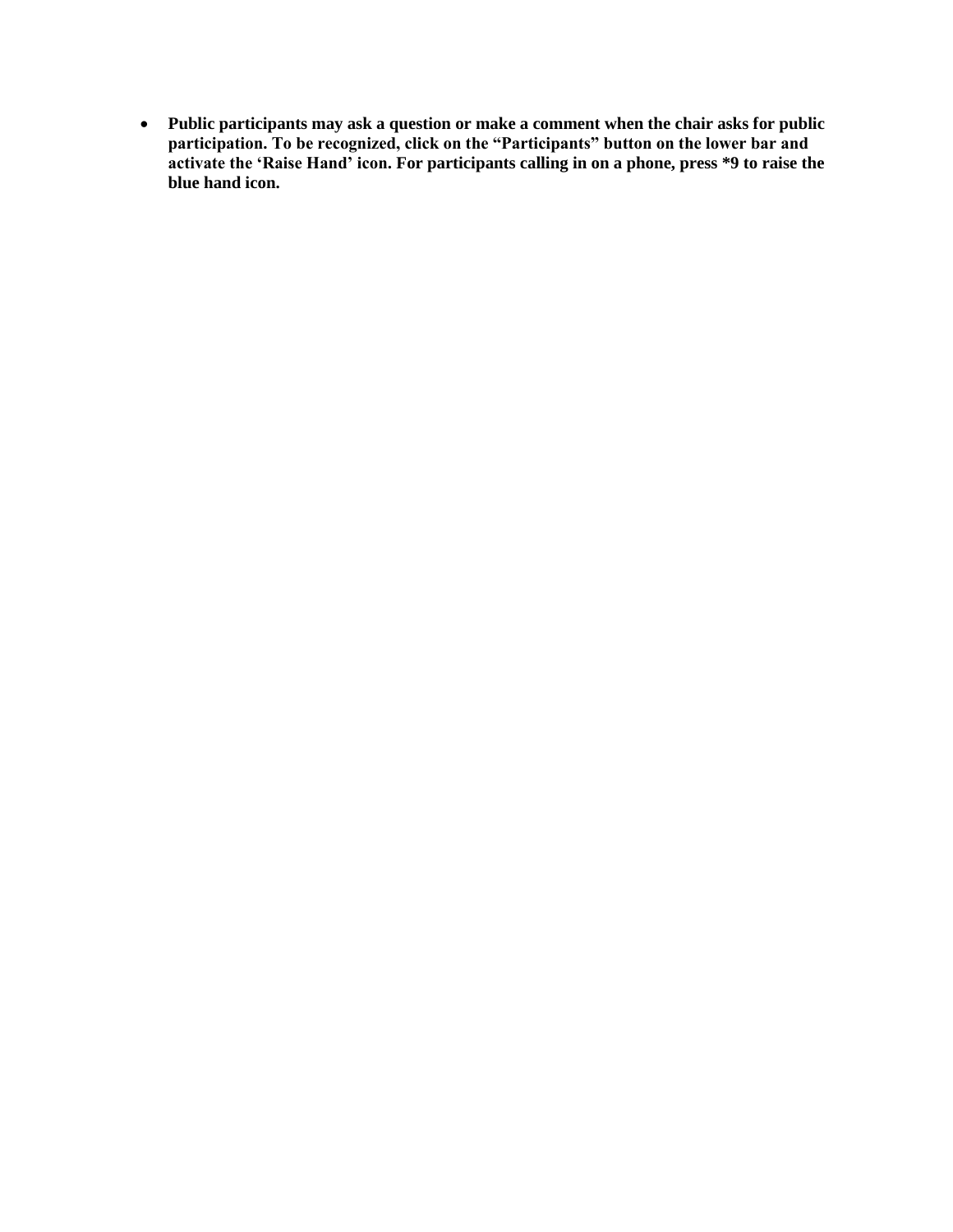- **Public participants may ask a question or make a comment when the chair asks for public participation. To be recognized, click on the "Participants" button on the lower bar and activate the 'Raise Hand' icon. For participants calling in on a phone, press *9 to raise the blue hand icon.**